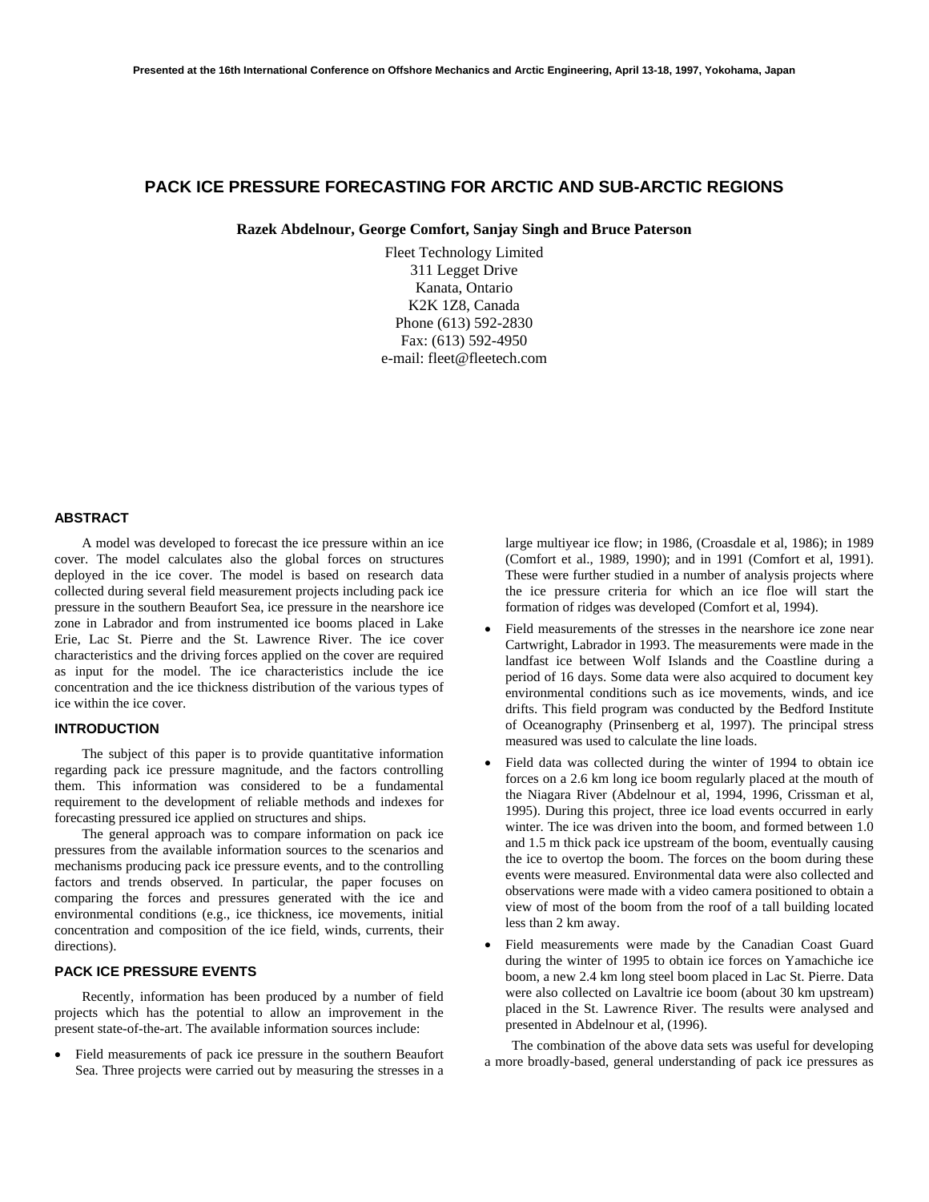Presented at the 16th International Conference on Offshore Mechanics and Arctic Engineering, April 13-18, 1997, Yokohama, Japan

# PACK ICE PRESSURE FORECASTING FOR ARCTIC AND SUB-ARCTIC REGIONS

**Razek Abdelnour, George Comfort, Sanjay Singh and Bruce Paterson**

Fleet Technology Limited
311 Legget Drive
Kanata, Ontario
K2K 1Z8, Canada
Phone (613) 592-2830
Fax: (613) 592-4950
e-mail: fleet@fleetech.com

## ABSTRACT

A model was developed to forecast the ice pressure within an ice cover. The model calculates also the global forces on structures deployed in the ice cover. The model is based on research data collected during several field measurement projects including pack ice pressure in the southern Beaufort Sea, ice pressure in the nearshore ice zone in Labrador and from instrumented ice booms placed in Lake Erie, Lac St. Pierre and the St. Lawrence River. The ice cover characteristics and the driving forces applied on the cover are required as input for the model. The ice characteristics include the ice concentration and the ice thickness distribution of the various types of ice within the ice cover.

## INTRODUCTION

The subject of this paper is to provide quantitative information regarding pack ice pressure magnitude, and the factors controlling them. This information was considered to be a fundamental requirement to the development of reliable methods and indexes for forecasting pressured ice applied on structures and ships.

The general approach was to compare information on pack ice pressures from the available information sources to the scenarios and mechanisms producing pack ice pressure events, and to the controlling factors and trends observed. In particular, the paper focuses on comparing the forces and pressures generated with the ice and environmental conditions (e.g., ice thickness, ice movements, initial concentration and composition of the ice field, winds, currents, their directions).

## PACK ICE PRESSURE EVENTS

Recently, information has been produced by a number of field projects which has the potential to allow an improvement in the present state-of-the-art. The available information sources include:

- Field measurements of pack ice pressure in the southern Beaufort Sea. Three projects were carried out by measuring the stresses in a large multiyear ice flow; in 1986, (Croasdale et al, 1986); in 1989 (Comfort et al., 1989, 1990); and in 1991 (Comfort et al, 1991). These were further studied in a number of analysis projects where the ice pressure criteria for which an ice floe will start the formation of ridges was developed (Comfort et al, 1994).
- Field measurements of the stresses in the nearshore ice zone near Cartwright, Labrador in 1993. The measurements were made in the landfast ice between Wolf Islands and the Coastline during a period of 16 days. Some data were also acquired to document key environmental conditions such as ice movements, winds, and ice drifts. This field program was conducted by the Bedford Institute of Oceanography (Prinsenberg et al, 1997). The principal stress measured was used to calculate the line loads.
- Field data was collected during the winter of 1994 to obtain ice forces on a 2.6 km long ice boom regularly placed at the mouth of the Niagara River (Abdelnour et al, 1994, 1996, Crissman et al, 1995). During this project, three ice load events occurred in early winter. The ice was driven into the boom, and formed between 1.0 and 1.5 m thick pack ice upstream of the boom, eventually causing the ice to overtop the boom. The forces on the boom during these events were measured. Environmental data were also collected and observations were made with a video camera positioned to obtain a view of most of the boom from the roof of a tall building located less than 2 km away.
- Field measurements were made by the Canadian Coast Guard during the winter of 1995 to obtain ice forces on Yamachiche ice boom, a new 2.4 km long steel boom placed in Lac St. Pierre. Data were also collected on Lavaltrie ice boom (about 30 km upstream) placed in the St. Lawrence River. The results were analysed and presented in Abdelnour et al, (1996).

The combination of the above data sets was useful for developing a more broadly-based, general understanding of pack ice pressures as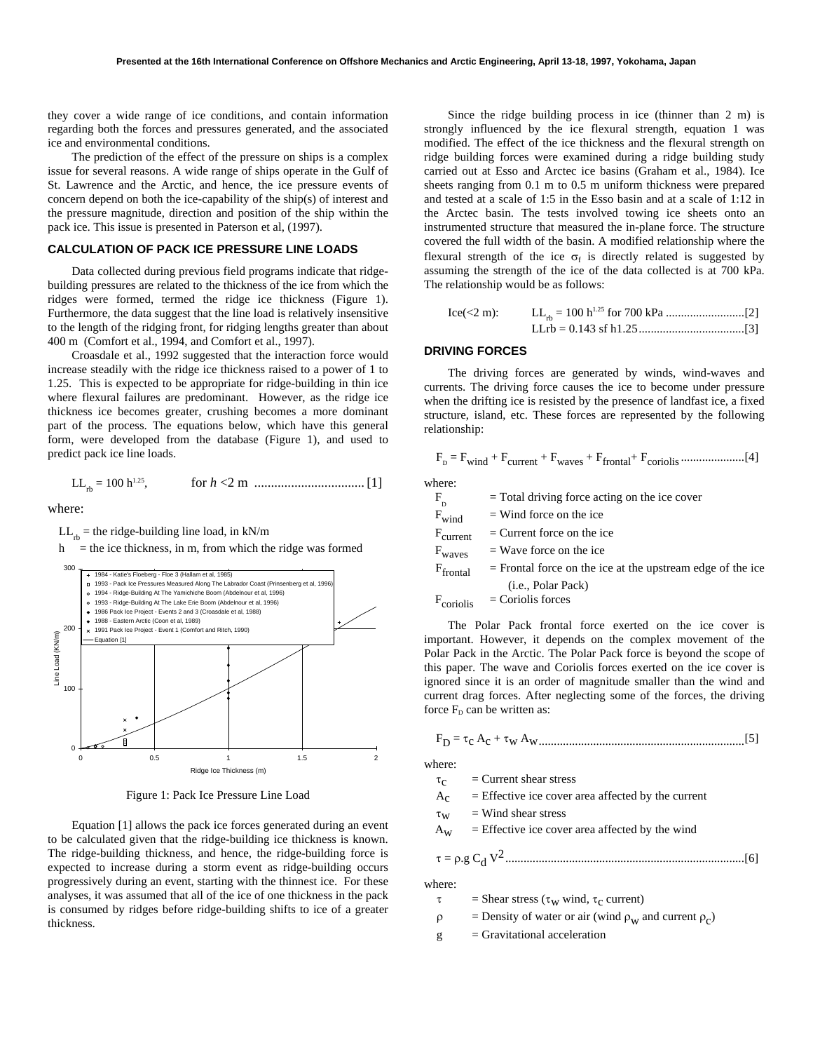they cover a wide range of ice conditions, and contain information regarding both the forces and pressures generated, and the associated ice and environmental conditions.

The prediction of the effect of the pressure on ships is a complex issue for several reasons. A wide range of ships operate in the Gulf of St. Lawrence and the Arctic, and hence, the ice pressure events of concern depend on both the ice-capability of the ship(s) of interest and the pressure magnitude, direction and position of the ship within the pack ice. This issue is presented in Paterson et al, (1997).

## CALCULATION OF PACK ICE PRESSURE LINE LOADS

Data collected during previous field programs indicate that ridge-building pressures are related to the thickness of the ice from which the ridges were formed, termed the ridge ice thickness (Figure 1). Furthermore, the data suggest that the line load is relatively insensitive to the length of the ridging front, for ridging lengths greater than about 400 m (Comfort et al., 1994, and Comfort et al., 1997).

Croasdale et al., 1992 suggested that the interaction force would increase steadily with the ridge ice thickness raised to a power of 1 to 1.25. This is expected to be appropriate for ridge-building in thin ice where flexural failures are predominant. However, as the ridge ice thickness ice becomes greater, crushing becomes a more dominant part of the process. The equations below, which have this general form, were developed from the database (Figure 1), and used to predict pack ice line loads.

$$LL_{rb} = 100\ h^{1.25}, \qquad \text{for } h < 2 \text{ m} \quad [1]$$

where:

$LL_{rb}$ = the ridge-building line load, in kN/m

$h$ = the ice thickness, in m, from which the ridge was formed

Figure 1: Pack Ice Pressure Line Load

Equation [1] allows the pack ice forces generated during an event to be calculated given that the ridge-building ice thickness is known. The ridge-building thickness, and hence, the ridge-building force is expected to increase during a storm event as ridge-building occurs progressively during an event, starting with the thinnest ice. For these analyses, it was assumed that all of the ice of one thickness in the pack is consumed by ridges before ridge-building shifts to ice of a greater thickness.

Since the ridge building process in ice (thinner than 2 m) is strongly influenced by the ice flexural strength, equation 1 was modified. The effect of the ice thickness and the flexural strength on ridge building forces were examined during a ridge building study carried out at Esso and Arctec ice basins (Graham et al., 1984). Ice sheets ranging from 0.1 m to 0.5 m uniform thickness were prepared and tested at a scale of 1:5 in the Esso basin and at a scale of 1:12 in the Arctec basin. The tests involved towing ice sheets onto an instrumented structure that measured the in-plane force. The structure covered the full width of the basin. A modified relationship where the flexural strength of the ice $\sigma_f$ is directly related is suggested by assuming the strength of the ice of the data collected is at 700 kPa. The relationship would be as follows:

Ice(<2 m): $LL_{rb} = 100\ h^{1.25}$ for 700 kPa ....[2]

$LLrb = 0.143\ sf\ h1.25$ ....[3]

## DRIVING FORCES

The driving forces are generated by winds, wind-waves and currents. The driving force causes the ice to become under pressure when the drifting ice is resisted by the presence of landfast ice, a fixed structure, island, etc. These forces are represented by the following relationship:

$$F_D = F_{wind} + F_{current} + F_{waves} + F_{frontal} + F_{coriolis} \quad [4]$$

where:

$F_D$ = Total driving force acting on the ice cover

$F_{wind}$ = Wind force on the ice

$F_{current}$ = Current force on the ice

$F_{waves}$ = Wave force on the ice

$F_{frontal}$ = Frontal force on the ice at the upstream edge of the ice (i.e., Polar Pack)

$F_{coriolis}$ = Coriolis forces

The Polar Pack frontal force exerted on the ice cover is important. However, it depends on the complex movement of the Polar Pack in the Arctic. The Polar Pack force is beyond the scope of this paper. The wave and Coriolis forces exerted on the ice cover is ignored since it is an order of magnitude smaller than the wind and current drag forces. After neglecting some of the forces, the driving force $F_D$ can be written as:

$$F_D = \tau_C A_C + \tau_W A_W \quad [5]$$

where:

$\tau_C$ = Current shear stress

$A_C$ = Effective ice cover area affected by the current

$\tau_W$ = Wind shear stress

$A_W$ = Effective ice cover area affected by the wind

$$\tau = \rho . g\ C_d\ V^2 \quad [6]$$

where:

$\tau$ = Shear stress ($\tau_W$ wind, $\tau_C$ current)

$\rho$ = Density of water or air (wind $\rho_W$ and current $\rho_C$)

$g$ = Gravitational acceleration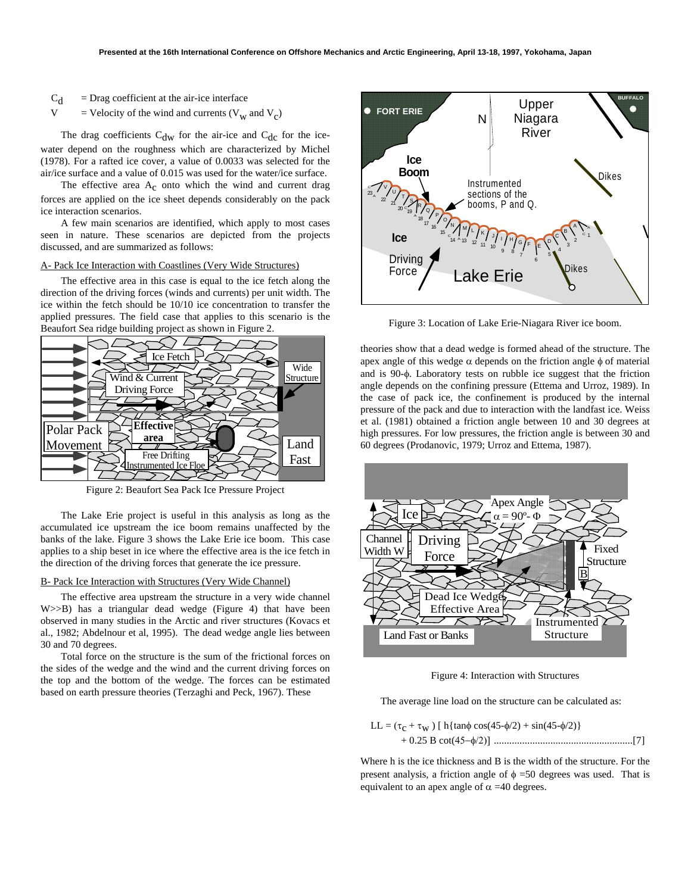$C_d$ = Drag coefficient at the air-ice interface

$V$ = Velocity of the wind and currents ($V_w$ and $V_c$)

The drag coefficients $C_{dw}$ for the air-ice and $C_{dc}$ for the ice-water depend on the roughness which are characterized by Michel (1978). For a rafted ice cover, a value of 0.0033 was selected for the air/ice surface and a value of 0.015 was used for the water/ice surface.

The effective area $A_c$ onto which the wind and current drag forces are applied on the ice sheet depends considerably on the pack ice interaction scenarios.

A few main scenarios are identified, which apply to most cases seen in nature. These scenarios are depicted from the projects discussed, and are summarized as follows:

A- Pack Ice Interaction with Coastlines (Very Wide Structures)

The effective area in this case is equal to the ice fetch along the direction of the driving forces (winds and currents) per unit width. The ice within the fetch should be 10/10 ice concentration to transfer the applied pressures. The field case that applies to this scenario is the Beaufort Sea ridge building project as shown in Figure 2.

Figure 2: Beaufort Sea Pack Ice Pressure Project

The Lake Erie project is useful in this analysis as long as the accumulated ice upstream the ice boom remains unaffected by the banks of the lake. Figure 3 shows the Lake Erie ice boom. This case applies to a ship beset in ice where the effective area is the ice fetch in the direction of the driving forces that generate the ice pressure.

B- Pack Ice Interaction with Structures (Very Wide Channel)

The effective area upstream the structure in a very wide channel W>>B) has a triangular dead wedge (Figure 4) that have been observed in many studies in the Arctic and river structures (Kovacs et al., 1982; Abdelnour et al, 1995). The dead wedge angle lies between 30 and 70 degrees.

Total force on the structure is the sum of the frictional forces on the sides of the wedge and the wind and the current driving forces on the top and the bottom of the wedge. The forces can be estimated based on earth pressure theories (Terzaghi and Peck, 1967). These

Figure 3: Location of Lake Erie-Niagara River ice boom.

theories show that a dead wedge is formed ahead of the structure. The apex angle of this wedge $\alpha$ depends on the friction angle $\phi$ of material and is $90-\phi$. Laboratory tests on rubble ice suggest that the friction angle depends on the confining pressure (Ettema and Urroz, 1989). In the case of pack ice, the confinement is produced by the internal pressure of the pack and due to interaction with the landfast ice. Weiss et al. (1981) obtained a friction angle between 10 and 30 degrees at high pressures. For low pressures, the friction angle is between 30 and 60 degrees (Prodanovic, 1979; Urroz and Ettema, 1987).

Figure 4: Interaction with Structures

The average line load on the structure can be calculated as:

$$LL = (\tau_c + \tau_w)\,[\,h\{\tan\phi\cos(45-\phi/2) + \sin(45-\phi/2)\} + 0.25\,B\cot(45-\phi/2)] \quad [7]$$

Where h is the ice thickness and B is the width of the structure. For the present analysis, a friction angle of $\phi$ =50 degrees was used. That is equivalent to an apex angle of $\alpha$ =40 degrees.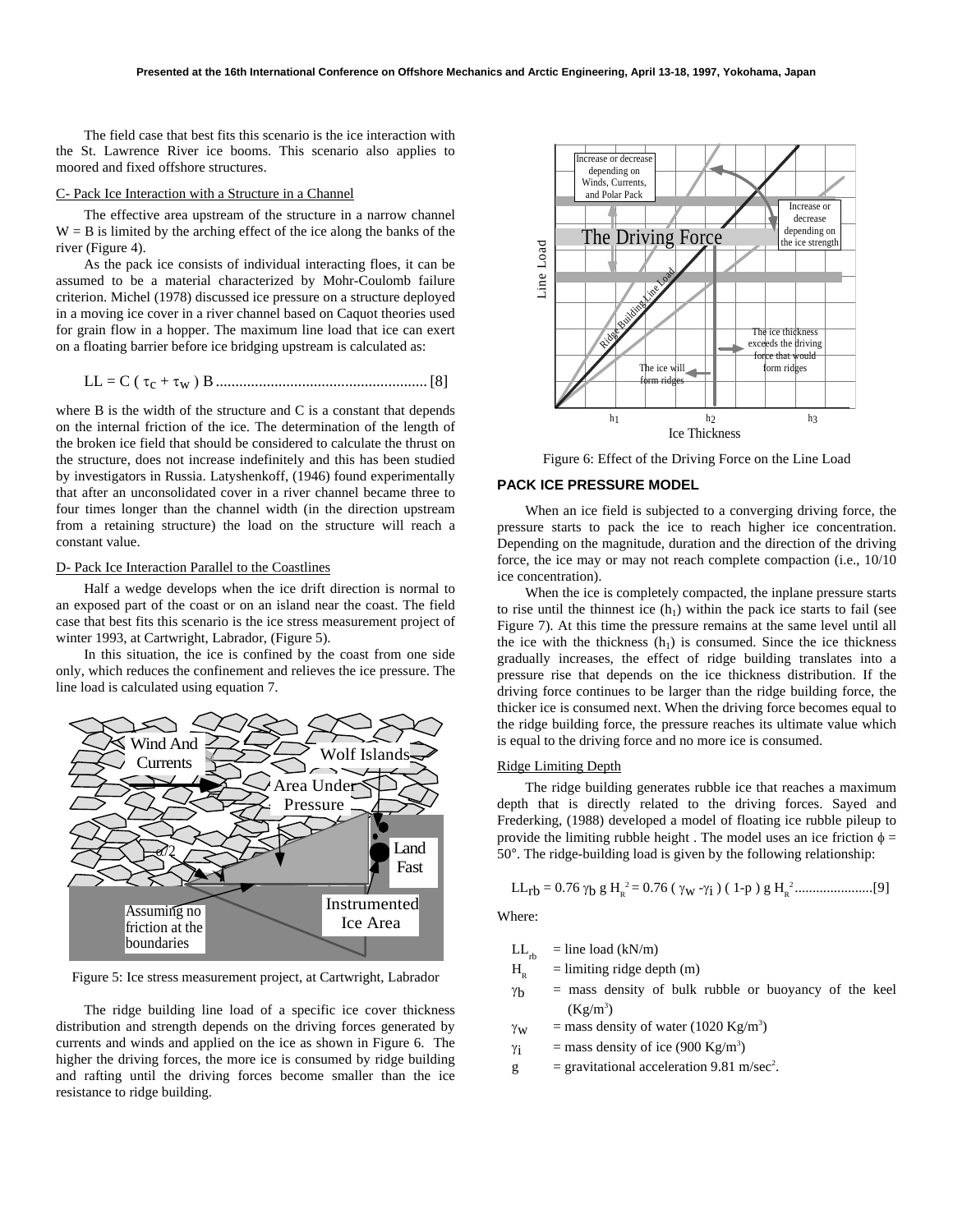The field case that best fits this scenario is the ice interaction with the St. Lawrence River ice booms. This scenario also applies to moored and fixed offshore structures.

C- Pack Ice Interaction with a Structure in a Channel

The effective area upstream of the structure in a narrow channel W = B is limited by the arching effect of the ice along the banks of the river (Figure 4).

As the pack ice consists of individual interacting floes, it can be assumed to be a material characterized by Mohr-Coulomb failure criterion. Michel (1978) discussed ice pressure on a structure deployed in a moving ice cover in a river channel based on Caquot theories used for grain flow in a hopper. The maximum line load that ice can exert on a floating barrier before ice bridging upstream is calculated as:

$$LL = C\,(\tau_c + \tau_w)\,B \qquad [8]$$

where B is the width of the structure and C is a constant that depends on the internal friction of the ice. The determination of the length of the broken ice field that should be considered to calculate the thrust on the structure, does not increase indefinitely and this has been studied by investigators in Russia. Latyshenkoff, (1946) found experimentally that after an unconsolidated cover in a river channel became three to four times longer than the channel width (in the direction upstream from a retaining structure) the load on the structure will reach a constant value.

D- Pack Ice Interaction Parallel to the Coastlines

Half a wedge develops when the ice drift direction is normal to an exposed part of the coast or on an island near the coast. The field case that best fits this scenario is the ice stress measurement project of winter 1993, at Cartwright, Labrador, (Figure 5).

In this situation, the ice is confined by the coast from one side only, which reduces the confinement and relieves the ice pressure. The line load is calculated using equation 7.

Figure 5: Ice stress measurement project, at Cartwright, Labrador

The ridge building line load of a specific ice cover thickness distribution and strength depends on the driving forces generated by currents and winds and applied on the ice as shown in Figure 6. The higher the driving forces, the more ice is consumed by ridge building and rafting until the driving forces become smaller than the ice resistance to ridge building.

Figure 6: Effect of the Driving Force on the Line Load

## PACK ICE PRESSURE MODEL

When an ice field is subjected to a converging driving force, the pressure starts to pack the ice to reach higher ice concentration. Depending on the magnitude, duration and the direction of the driving force, the ice may or may not reach complete compaction (i.e., 10/10 ice concentration).

When the ice is completely compacted, the inplane pressure starts to rise until the thinnest ice ($h_1$) within the pack ice starts to fail (see Figure 7). At this time the pressure remains at the same level until all the ice with the thickness ($h_1$) is consumed. Since the ice thickness gradually increases, the effect of ridge building translates into a pressure rise that depends on the ice thickness distribution. If the driving force continues to be larger than the ridge building force, the thicker ice is consumed next. When the driving force becomes equal to the ridge building force, the pressure reaches its ultimate value which is equal to the driving force and no more ice is consumed.

Ridge Limiting Depth

The ridge building generates rubble ice that reaches a maximum depth that is directly related to the driving forces. Sayed and Frederking, (1988) developed a model of floating ice rubble pileup to provide the limiting rubble height . The model uses an ice friction $\phi$ = 50°. The ridge-building load is given by the following relationship:

$$LL_{rb} = 0.76\,\gamma_b\,g\,H_R^2 = 0.76\,(\gamma_w - \gamma_i)\,(1-p)\,g\,H_R^2 \qquad [9]$$

Where:

- $LL_{rb}$ = line load (kN/m)
- $H_R$ = limiting ridge depth (m)
- $\gamma_b$ = mass density of bulk rubble or buoyancy of the keel (Kg/m³)
- $\gamma_w$ = mass density of water (1020 Kg/m³)
- $\gamma_i$ = mass density of ice (900 Kg/m³)
- $g$ = gravitational acceleration 9.81 m/sec².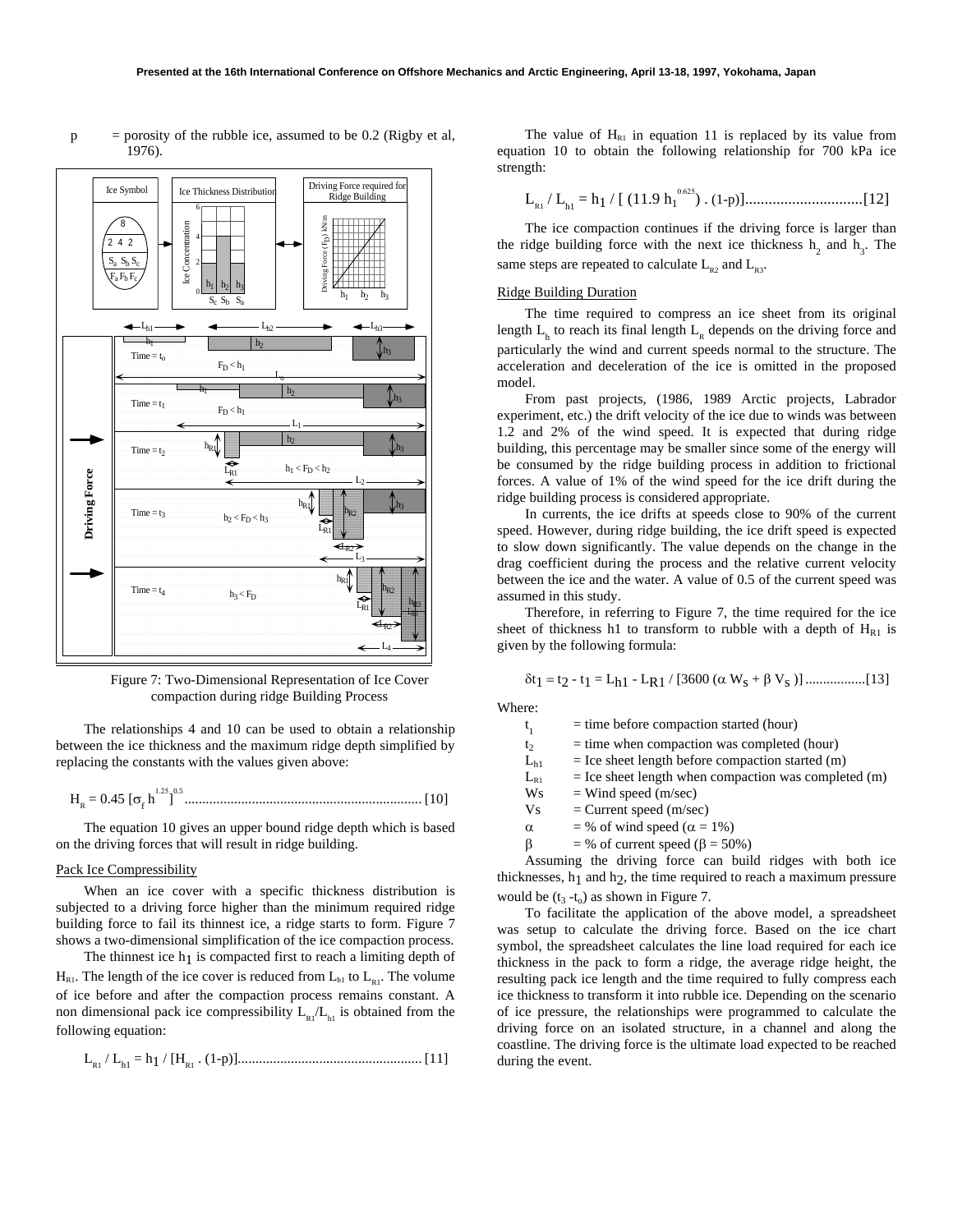p = porosity of the rubble ice, assumed to be 0.2 (Rigby et al, 1976).

Figure 7: Two-Dimensional Representation of Ice Cover compaction during ridge Building Process

The relationships 4 and 10 can be used to obtain a relationship between the ice thickness and the maximum ridge depth simplified by replacing the constants with the values given above:

$$H_R = 0.45\,[\sigma_f\, h^{1.25}]^{0.5} \quad [10]$$

The equation 10 gives an upper bound ridge depth which is based on the driving forces that will result in ridge building.

## Pack Ice Compressibility

When an ice cover with a specific thickness distribution is subjected to a driving force higher than the minimum required ridge building force to fail its thinnest ice, a ridge starts to form. Figure 7 shows a two-dimensional simplification of the ice compaction process.

The thinnest ice $h_1$ is compacted first to reach a limiting depth of $H_{R1}$. The length of the ice cover is reduced from $L_{h1}$ to $L_{R1}$. The volume of ice before and after the compaction process remains constant. A non dimensional pack ice compressibility $L_{R1}/L_{h1}$ is obtained from the following equation:

$$L_{R1} / L_{h1} = h_1 / [H_{R1} \,.\, (1\text{-}p)] \quad [11]$$

The value of $H_{R1}$ in equation 11 is replaced by its value from equation 10 to obtain the following relationship for 700 kPa ice strength:

$$L_{R1} / L_{h1} = h_1 / [\,(11.9\, h_1^{0.625})\,.\,(1\text{-}p)] \quad [12]$$

The ice compaction continues if the driving force is larger than the ridge building force with the next ice thickness $h_2$ and $h_3$. The same steps are repeated to calculate $L_{R2}$ and $L_{R3}$.

## Ridge Building Duration

The time required to compress an ice sheet from its original length $L_h$ to reach its final length $L_R$ depends on the driving force and particularly the wind and current speeds normal to the structure. The acceleration and deceleration of the ice is omitted in the proposed model.

From past projects, (1986, 1989 Arctic projects, Labrador experiment, etc.) the drift velocity of the ice due to winds was between 1.2 and 2% of the wind speed. It is expected that during ridge building, this percentage may be smaller since some of the energy will be consumed by the ridge building process in addition to frictional forces. A value of 1% of the wind speed for the ice drift during the ridge building process is considered appropriate.

In currents, the ice drifts at speeds close to 90% of the current speed. However, during ridge building, the ice drift speed is expected to slow down significantly. The value depends on the change in the drag coefficient during the process and the relative current velocity between the ice and the water. A value of 0.5 of the current speed was assumed in this study.

Therefore, in referring to Figure 7, the time required for the ice sheet of thickness h1 to transform to rubble with a depth of $H_{R1}$ is given by the following formula:

$$\delta t_1 = t_2 - t_1 = L_{h1} - L_{R1} / [3600\,(\alpha\, W_s + \beta\, V_s)] \quad [13]$$

Where:

- $t_1$ = time before compaction started (hour)
- $t_2$ = time when compaction was completed (hour)
- $L_{h1}$ = Ice sheet length before compaction started (m)
- $L_{R1}$ = Ice sheet length when compaction was completed (m)
- Ws = Wind speed (m/sec)
- Vs = Current speed (m/sec)
- $\alpha$ = % of wind speed ($\alpha$ = 1%)
- $\beta$ = % of current speed ($\beta$ = 50%)

Assuming the driving force can build ridges with both ice thicknesses, $h_1$ and $h_2$, the time required to reach a maximum pressure would be $(t_3 - t_o)$ as shown in Figure 7.

To facilitate the application of the above model, a spreadsheet was setup to calculate the driving force. Based on the ice chart symbol, the spreadsheet calculates the line load required for each ice thickness in the pack to form a ridge, the average ridge height, the resulting pack ice length and the time required to fully compress each ice thickness to transform it into rubble ice. Depending on the scenario of ice pressure, the relationships were programmed to calculate the driving force on an isolated structure, in a channel and along the coastline. The driving force is the ultimate load expected to be reached during the event.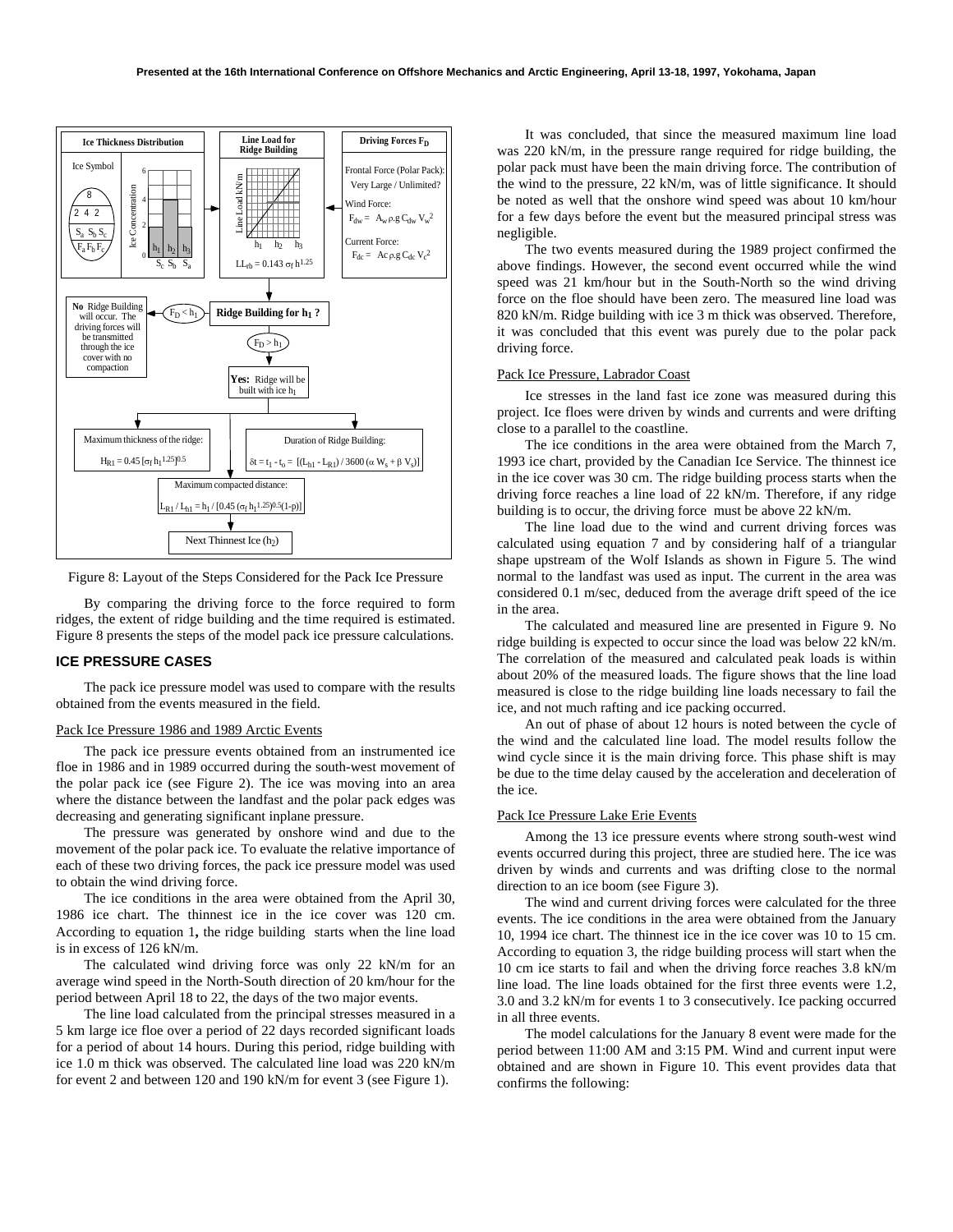**Ice Thickness Distribution** | **Line Load for Ridge Building** | **Driving Forces $F_D$**

Ice Symbol: 8 / 2 4 2 / $S_a$ $S_b$ $S_c$ / $F_a$ $F_b$ $F_c$

Frontal Force (Polar Pack): Very Large / Unlimited?

Wind Force: $F_{dw} = A_w \rho.g\, C_{dw} V_w^2$

Current Force: $F_{dc} = Ac\, \rho.g\, C_{dc} V_c^2$

$LL_{rb} = 0.143\, \sigma_f h^{1.25}$

**Ridge Building for $h_1$ ?**

$F_D < h_1$: **No** Ridge Building will occur. The driving forces will be transmitted through the ice cover with no compaction

$F_D > h_1$: **Yes:** Ridge will be built with ice $h_1$

Maximum thickness of the ridge: $H_{R1} = 0.45\, [\sigma_f h_1^{1.25}]^{0.5}$

Duration of Ridge Building: $\delta t = t_1 - t_o = [(L_{h1} - L_{R1}) / 3600\, (\alpha\, W_s + \beta\, V_s)]$

Maximum compacted distance: $L_{R1} / L_{h1} = h_1 / [0.45\, (\sigma_f h_1^{1.25})^{0.5} (1-p)]$

Next Thinnest Ice ($h_2$)

Figure 8: Layout of the Steps Considered for the Pack Ice Pressure

By comparing the driving force to the force required to form ridges, the extent of ridge building and the time required is estimated. Figure 8 presents the steps of the model pack ice pressure calculations.

## ICE PRESSURE CASES

The pack ice pressure model was used to compare with the results obtained from the events measured in the field.

### Pack Ice Pressure 1986 and 1989 Arctic Events

The pack ice pressure events obtained from an instrumented ice floe in 1986 and in 1989 occurred during the south-west movement of the polar pack ice (see Figure 2). The ice was moving into an area where the distance between the landfast and the polar pack edges was decreasing and generating significant inplane pressure.

The pressure was generated by onshore wind and due to the movement of the polar pack ice. To evaluate the relative importance of each of these two driving forces, the pack ice pressure model was used to obtain the wind driving force.

The ice conditions in the area were obtained from the April 30, 1986 ice chart. The thinnest ice in the ice cover was 120 cm. According to equation 1**,** the ridge building starts when the line load is in excess of 126 kN/m.

The calculated wind driving force was only 22 kN/m for an average wind speed in the North-South direction of 20 km/hour for the period between April 18 to 22, the days of the two major events.

The line load calculated from the principal stresses measured in a 5 km large ice floe over a period of 22 days recorded significant loads for a period of about 14 hours. During this period, ridge building with ice 1.0 m thick was observed. The calculated line load was 220 kN/m for event 2 and between 120 and 190 kN/m for event 3 (see Figure 1).

It was concluded, that since the measured maximum line load was 220 kN/m, in the pressure range required for ridge building, the polar pack must have been the main driving force. The contribution of the wind to the pressure, 22 kN/m, was of little significance. It should be noted as well that the onshore wind speed was about 10 km/hour for a few days before the event but the measured principal stress was negligible.

The two events measured during the 1989 project confirmed the above findings. However, the second event occurred while the wind speed was 21 km/hour but in the South-North so the wind driving force on the floe should have been zero. The measured line load was 820 kN/m. Ridge building with ice 3 m thick was observed. Therefore, it was concluded that this event was purely due to the polar pack driving force.

### Pack Ice Pressure, Labrador Coast

Ice stresses in the land fast ice zone was measured during this project. Ice floes were driven by winds and currents and were drifting close to a parallel to the coastline.

The ice conditions in the area were obtained from the March 7, 1993 ice chart, provided by the Canadian Ice Service. The thinnest ice in the ice cover was 30 cm. The ridge building process starts when the driving force reaches a line load of 22 kN/m. Therefore, if any ridge building is to occur, the driving force must be above 22 kN/m.

The line load due to the wind and current driving forces was calculated using equation 7 and by considering half of a triangular shape upstream of the Wolf Islands as shown in Figure 5. The wind normal to the landfast was used as input. The current in the area was considered 0.1 m/sec, deduced from the average drift speed of the ice in the area.

The calculated and measured line are presented in Figure 9. No ridge building is expected to occur since the load was below 22 kN/m. The correlation of the measured and calculated peak loads is within about 20% of the measured loads. The figure shows that the line load measured is close to the ridge building line loads necessary to fail the ice, and not much rafting and ice packing occurred.

An out of phase of about 12 hours is noted between the cycle of the wind and the calculated line load. The model results follow the wind cycle since it is the main driving force. This phase shift is may be due to the time delay caused by the acceleration and deceleration of the ice.

### Pack Ice Pressure Lake Erie Events

Among the 13 ice pressure events where strong south-west wind events occurred during this project, three are studied here. The ice was driven by winds and currents and was drifting close to the normal direction to an ice boom (see Figure 3).

The wind and current driving forces were calculated for the three events. The ice conditions in the area were obtained from the January 10, 1994 ice chart. The thinnest ice in the ice cover was 10 to 15 cm. According to equation 3, the ridge building process will start when the 10 cm ice starts to fail and when the driving force reaches 3.8 kN/m line load. The line loads obtained for the first three events were 1.2, 3.0 and 3.2 kN/m for events 1 to 3 consecutively. Ice packing occurred in all three events.

The model calculations for the January 8 event were made for the period between 11:00 AM and 3:15 PM. Wind and current input were obtained and are shown in Figure 10. This event provides data that confirms the following: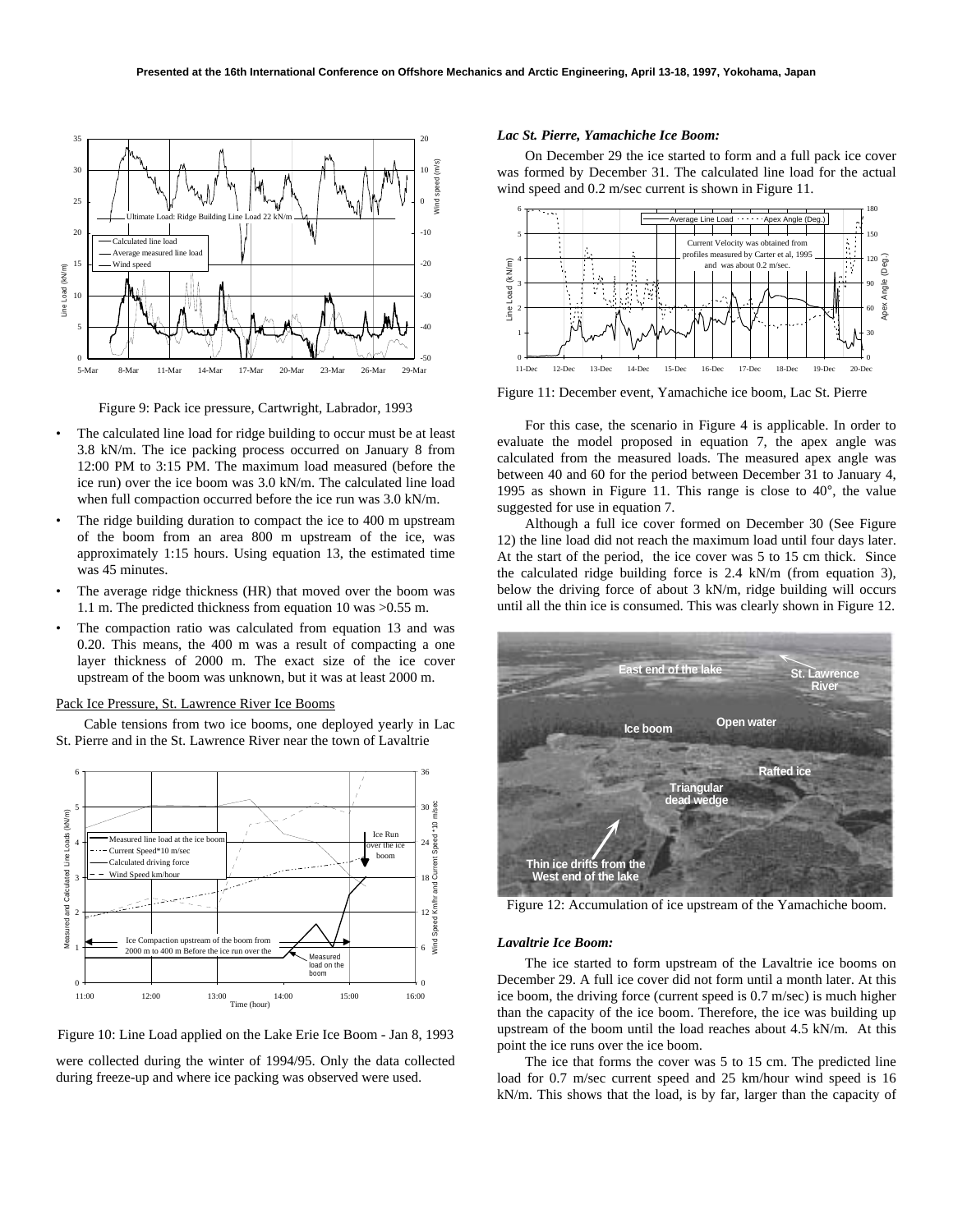Figure 9: Pack ice pressure, Cartwright, Labrador, 1993

- The calculated line load for ridge building to occur must be at least 3.8 kN/m. The ice packing process occurred on January 8 from 12:00 PM to 3:15 PM. The maximum load measured (before the ice run) over the ice boom was 3.0 kN/m. The calculated line load when full compaction occurred before the ice run was 3.0 kN/m.
- The ridge building duration to compact the ice to 400 m upstream of the boom from an area 800 m upstream of the ice, was approximately 1:15 hours. Using equation 13, the estimated time was 45 minutes.
- The average ridge thickness (HR) that moved over the boom was 1.1 m. The predicted thickness from equation 10 was >0.55 m.
- The compaction ratio was calculated from equation 13 and was 0.20. This means, the 400 m was a result of compacting a one layer thickness of 2000 m. The exact size of the ice cover upstream of the boom was unknown, but it was at least 2000 m.

Pack Ice Pressure, St. Lawrence River Ice Booms

Cable tensions from two ice booms, one deployed yearly in Lac St. Pierre and in the St. Lawrence River near the town of Lavaltrie were collected during the winter of 1994/95. Only the data collected during freeze-up and where ice packing was observed were used.

Figure 10: Line Load applied on the Lake Erie Ice Boom - Jan 8, 1993

***Lac St. Pierre, Yamachiche Ice Boom:***

On December 29 the ice started to form and a full pack ice cover was formed by December 31. The calculated line load for the actual wind speed and 0.2 m/sec current is shown in Figure 11.

Figure 11: December event, Yamachiche ice boom, Lac St. Pierre

For this case, the scenario in Figure 4 is applicable. In order to evaluate the model proposed in equation 7, the apex angle was calculated from the measured loads. The measured apex angle was between 40 and 60 for the period between December 31 to January 4, 1995 as shown in Figure 11. This range is close to 40°, the value suggested for use in equation 7.

Although a full ice cover formed on December 30 (See Figure 12) the line load did not reach the maximum load until four days later. At the start of the period, the ice cover was 5 to 15 cm thick. Since the calculated ridge building force is 2.4 kN/m (from equation 3), below the driving force of about 3 kN/m, ridge building will occurs until all the thin ice is consumed. This was clearly shown in Figure 12.

Figure 12: Accumulation of ice upstream of the Yamachiche boom.

***Lavaltrie Ice Boom:***

The ice started to form upstream of the Lavaltrie ice booms on December 29. A full ice cover did not form until a month later. At this ice boom, the driving force (current speed is 0.7 m/sec) is much higher than the capacity of the ice boom. Therefore, the ice was building up upstream of the boom until the load reaches about 4.5 kN/m. At this point the ice runs over the ice boom.

The ice that forms the cover was 5 to 15 cm. The predicted line load for 0.7 m/sec current speed and 25 km/hour wind speed is 16 kN/m. This shows that the load, is by far, larger than the capacity of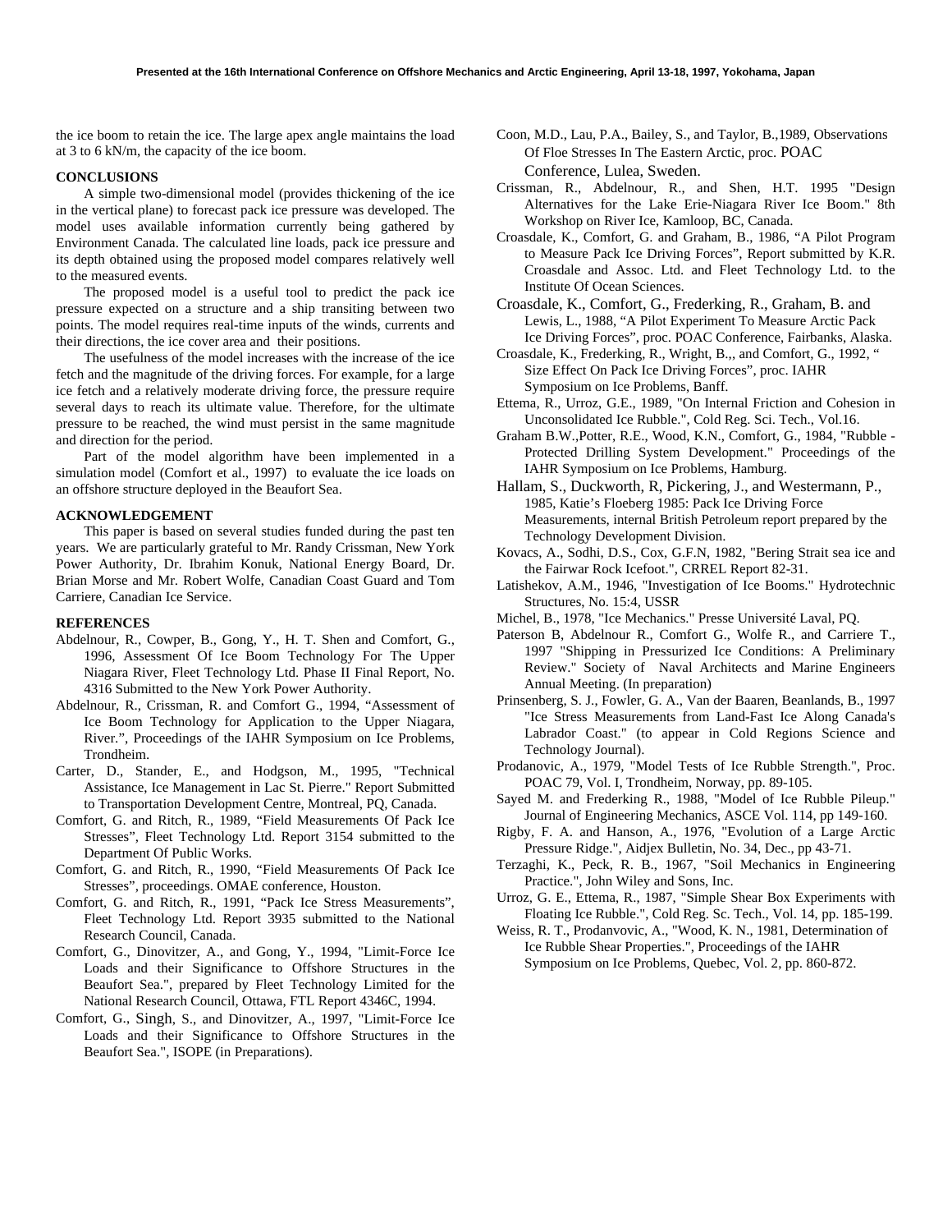the ice boom to retain the ice. The large apex angle maintains the load at 3 to 6 kN/m, the capacity of the ice boom.

## CONCLUSIONS

A simple two-dimensional model (provides thickening of the ice in the vertical plane) to forecast pack ice pressure was developed. The model uses available information currently being gathered by Environment Canada. The calculated line loads, pack ice pressure and its depth obtained using the proposed model compares relatively well to the measured events.

The proposed model is a useful tool to predict the pack ice pressure expected on a structure and a ship transiting between two points. The model requires real-time inputs of the winds, currents and their directions, the ice cover area and their positions.

The usefulness of the model increases with the increase of the ice fetch and the magnitude of the driving forces. For example, for a large ice fetch and a relatively moderate driving force, the pressure require several days to reach its ultimate value. Therefore, for the ultimate pressure to be reached, the wind must persist in the same magnitude and direction for the period.

Part of the model algorithm have been implemented in a simulation model (Comfort et al., 1997) to evaluate the ice loads on an offshore structure deployed in the Beaufort Sea.

## ACKNOWLEDGEMENT

This paper is based on several studies funded during the past ten years. We are particularly grateful to Mr. Randy Crissman, New York Power Authority, Dr. Ibrahim Konuk, National Energy Board, Dr. Brian Morse and Mr. Robert Wolfe, Canadian Coast Guard and Tom Carriere, Canadian Ice Service.

## REFERENCES

Abdelnour, R., Cowper, B., Gong, Y., H. T. Shen and Comfort, G., 1996, Assessment Of Ice Boom Technology For The Upper Niagara River, Fleet Technology Ltd. Phase II Final Report, No. 4316 Submitted to the New York Power Authority.

Abdelnour, R., Crissman, R. and Comfort G., 1994, "Assessment of Ice Boom Technology for Application to the Upper Niagara, River.", Proceedings of the IAHR Symposium on Ice Problems, Trondheim.

Carter, D., Stander, E., and Hodgson, M., 1995, "Technical Assistance, Ice Management in Lac St. Pierre." Report Submitted to Transportation Development Centre, Montreal, PQ, Canada.

Comfort, G. and Ritch, R., 1989, "Field Measurements Of Pack Ice Stresses", Fleet Technology Ltd. Report 3154 submitted to the Department Of Public Works.

Comfort, G. and Ritch, R., 1990, "Field Measurements Of Pack Ice Stresses", proceedings. OMAE conference, Houston.

Comfort, G. and Ritch, R., 1991, "Pack Ice Stress Measurements", Fleet Technology Ltd. Report 3935 submitted to the National Research Council, Canada.

Comfort, G., Dinovitzer, A., and Gong, Y., 1994, "Limit-Force Ice Loads and their Significance to Offshore Structures in the Beaufort Sea.", prepared by Fleet Technology Limited for the National Research Council, Ottawa, FTL Report 4346C, 1994.

Comfort, G., Singh, S., and Dinovitzer, A., 1997, "Limit-Force Ice Loads and their Significance to Offshore Structures in the Beaufort Sea.", ISOPE (in Preparations).

Coon, M.D., Lau, P.A., Bailey, S., and Taylor, B.,1989, Observations Of Floe Stresses In The Eastern Arctic, proc. POAC Conference, Lulea, Sweden.

Crissman, R., Abdelnour, R., and Shen, H.T. 1995 "Design Alternatives for the Lake Erie-Niagara River Ice Boom." 8th Workshop on River Ice, Kamloop, BC, Canada.

Croasdale, K., Comfort, G. and Graham, B., 1986, "A Pilot Program to Measure Pack Ice Driving Forces", Report submitted by K.R. Croasdale and Assoc. Ltd. and Fleet Technology Ltd. to the Institute Of Ocean Sciences.

Croasdale, K., Comfort, G., Frederking, R., Graham, B. and Lewis, L., 1988, "A Pilot Experiment To Measure Arctic Pack Ice Driving Forces", proc. POAC Conference, Fairbanks, Alaska.

Croasdale, K., Frederking, R., Wright, B.,, and Comfort, G., 1992, " Size Effect On Pack Ice Driving Forces", proc. IAHR Symposium on Ice Problems, Banff.

Ettema, R., Urroz, G.E., 1989, "On Internal Friction and Cohesion in Unconsolidated Ice Rubble.", Cold Reg. Sci. Tech., Vol.16.

Graham B.W.,Potter, R.E., Wood, K.N., Comfort, G., 1984, "Rubble - Protected Drilling System Development." Proceedings of the IAHR Symposium on Ice Problems, Hamburg.

Hallam, S., Duckworth, R, Pickering, J., and Westermann, P., 1985, Katie's Floeberg 1985: Pack Ice Driving Force Measurements, internal British Petroleum report prepared by the Technology Development Division.

Kovacs, A., Sodhi, D.S., Cox, G.F.N, 1982, "Bering Strait sea ice and the Fairwar Rock Icefoot.", CRREL Report 82-31.

Latishekov, A.M., 1946, "Investigation of Ice Booms." Hydrotechnic Structures, No. 15:4, USSR

Michel, B., 1978, "Ice Mechanics." Presse Université Laval, PQ.

Paterson B, Abdelnour R., Comfort G., Wolfe R., and Carriere T., 1997 "Shipping in Pressurized Ice Conditions: A Preliminary Review." Society of Naval Architects and Marine Engineers Annual Meeting. (In preparation)

Prinsenberg, S. J., Fowler, G. A., Van der Baaren, Beanlands, B., 1997 "Ice Stress Measurements from Land-Fast Ice Along Canada's Labrador Coast." (to appear in Cold Regions Science and Technology Journal).

Prodanovic, A., 1979, "Model Tests of Ice Rubble Strength.", Proc. POAC 79, Vol. I, Trondheim, Norway, pp. 89-105.

Sayed M. and Frederking R., 1988, "Model of Ice Rubble Pileup." Journal of Engineering Mechanics, ASCE Vol. 114, pp 149-160.

Rigby, F. A. and Hanson, A., 1976, "Evolution of a Large Arctic Pressure Ridge.", Aidjex Bulletin, No. 34, Dec., pp 43-71.

Terzaghi, K., Peck, R. B., 1967, "Soil Mechanics in Engineering Practice.", John Wiley and Sons, Inc.

Urroz, G. E., Ettema, R., 1987, "Simple Shear Box Experiments with Floating Ice Rubble.", Cold Reg. Sc. Tech., Vol. 14, pp. 185-199.

Weiss, R. T., Prodanvovic, A., "Wood, K. N., 1981, Determination of Ice Rubble Shear Properties.", Proceedings of the IAHR Symposium on Ice Problems, Quebec, Vol. 2, pp. 860-872.